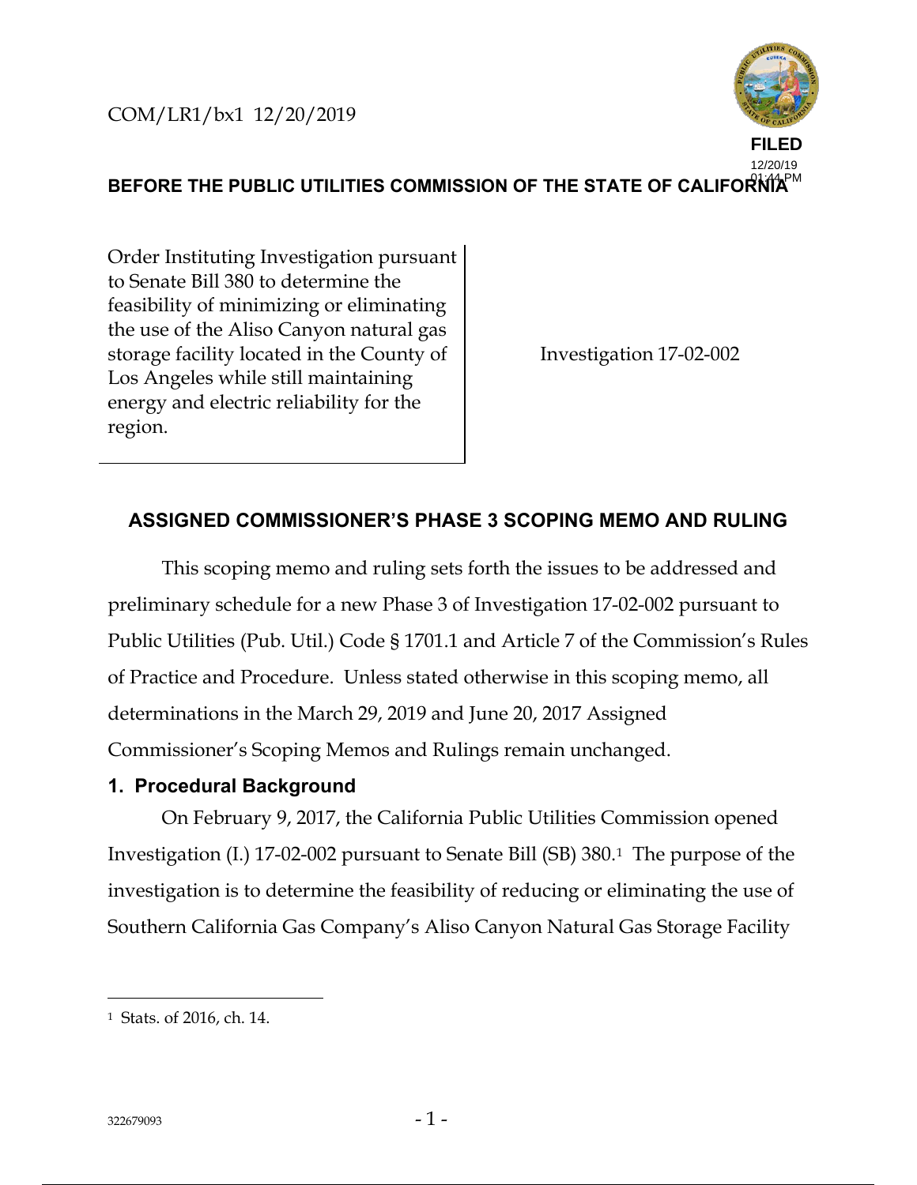COM/LR1/bx1 12/20/2019

**FILED**
12/20/19
01:44 PM

**BEFORE THE PUBLIC UTILITIES COMMISSION OF THE STATE OF CALIFORNIA**

| | |
|---|---|
| Order Instituting Investigation pursuant to Senate Bill 380 to determine the feasibility of minimizing or eliminating the use of the Aliso Canyon natural gas storage facility located in the County of Los Angeles while still maintaining energy and electric reliability for the region. | Investigation 17-02-002 |

## ASSIGNED COMMISSIONER'S PHASE 3 SCOPING MEMO AND RULING

This scoping memo and ruling sets forth the issues to be addressed and preliminary schedule for a new Phase 3 of Investigation 17-02-002 pursuant to Public Utilities (Pub. Util.) Code § 1701.1 and Article 7 of the Commission's Rules of Practice and Procedure. Unless stated otherwise in this scoping memo, all determinations in the March 29, 2019 and June 20, 2017 Assigned Commissioner's Scoping Memos and Rulings remain unchanged.

### 1. Procedural Background

On February 9, 2017, the California Public Utilities Commission opened Investigation (I.) 17-02-002 pursuant to Senate Bill (SB) 380.[1] The purpose of the investigation is to determine the feasibility of reducing or eliminating the use of Southern California Gas Company's Aliso Canyon Natural Gas Storage Facility

---

[1] Stats. of 2016, ch. 14.

322679093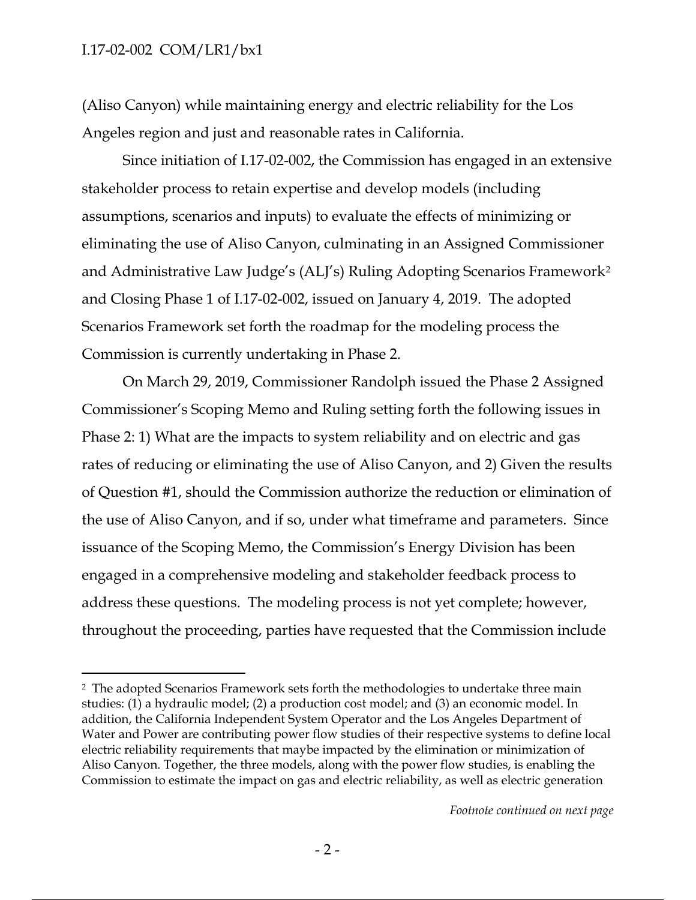(Aliso Canyon) while maintaining energy and electric reliability for the Los Angeles region and just and reasonable rates in California.

Since initiation of I.17-02-002, the Commission has engaged in an extensive stakeholder process to retain expertise and develop models (including assumptions, scenarios and inputs) to evaluate the effects of minimizing or eliminating the use of Aliso Canyon, culminating in an Assigned Commissioner and Administrative Law Judge's (ALJ's) Ruling Adopting Scenarios Framework[2] and Closing Phase 1 of I.17-02-002, issued on January 4, 2019. The adopted Scenarios Framework set forth the roadmap for the modeling process the Commission is currently undertaking in Phase 2.

On March 29, 2019, Commissioner Randolph issued the Phase 2 Assigned Commissioner's Scoping Memo and Ruling setting forth the following issues in Phase 2: 1) What are the impacts to system reliability and on electric and gas rates of reducing or eliminating the use of Aliso Canyon, and 2) Given the results of Question #1, should the Commission authorize the reduction or elimination of the use of Aliso Canyon, and if so, under what timeframe and parameters. Since issuance of the Scoping Memo, the Commission's Energy Division has been engaged in a comprehensive modeling and stakeholder feedback process to address these questions. The modeling process is not yet complete; however, throughout the proceeding, parties have requested that the Commission include

---

[2] The adopted Scenarios Framework sets forth the methodologies to undertake three main studies: (1) a hydraulic model; (2) a production cost model; and (3) an economic model. In addition, the California Independent System Operator and the Los Angeles Department of Water and Power are contributing power flow studies of their respective systems to define local electric reliability requirements that maybe impacted by the elimination or minimization of Aliso Canyon. Together, the three models, along with the power flow studies, is enabling the Commission to estimate the impact on gas and electric reliability, as well as electric generation

*Footnote continued on next page*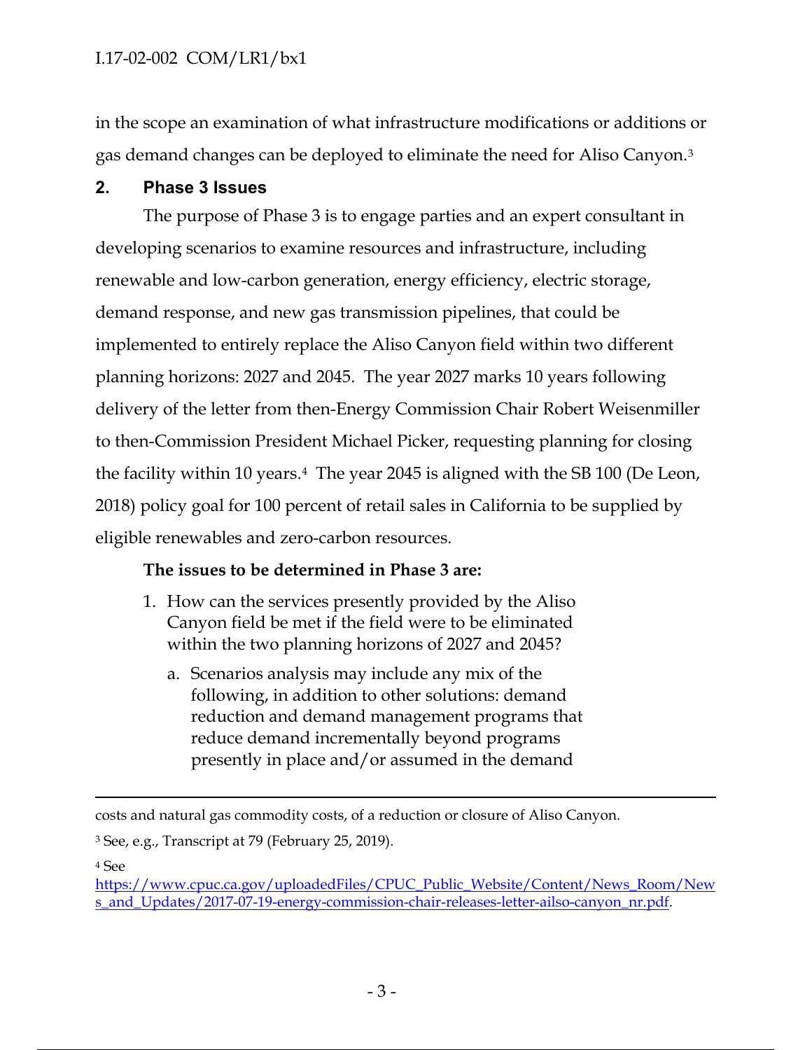in the scope an examination of what infrastructure modifications or additions or gas demand changes can be deployed to eliminate the need for Aliso Canyon.[3]

## 2. Phase 3 Issues

The purpose of Phase 3 is to engage parties and an expert consultant in developing scenarios to examine resources and infrastructure, including renewable and low-carbon generation, energy efficiency, electric storage, demand response, and new gas transmission pipelines, that could be implemented to entirely replace the Aliso Canyon field within two different planning horizons: 2027 and 2045. The year 2027 marks 10 years following delivery of the letter from then-Energy Commission Chair Robert Weisenmiller to then-Commission President Michael Picker, requesting planning for closing the facility within 10 years.[4] The year 2045 is aligned with the SB 100 (De Leon, 2018) policy goal for 100 percent of retail sales in California to be supplied by eligible renewables and zero-carbon resources.

**The issues to be determined in Phase 3 are:**

1. How can the services presently provided by the Aliso Canyon field be met if the field were to be eliminated within the two planning horizons of 2027 and 2045?
   a. Scenarios analysis may include any mix of the following, in addition to other solutions: demand reduction and demand management programs that reduce demand incrementally beyond programs presently in place and/or assumed in the demand

---

costs and natural gas commodity costs, of a reduction or closure of Aliso Canyon.

[3] See, e.g., Transcript at 79 (February 25, 2019).

[4] See https://www.cpuc.ca.gov/uploadedFiles/CPUC_Public_Website/Content/News_Room/News_and_Updates/2017-07-19-energy-commission-chair-releases-letter-ailso-canyon_nr.pdf.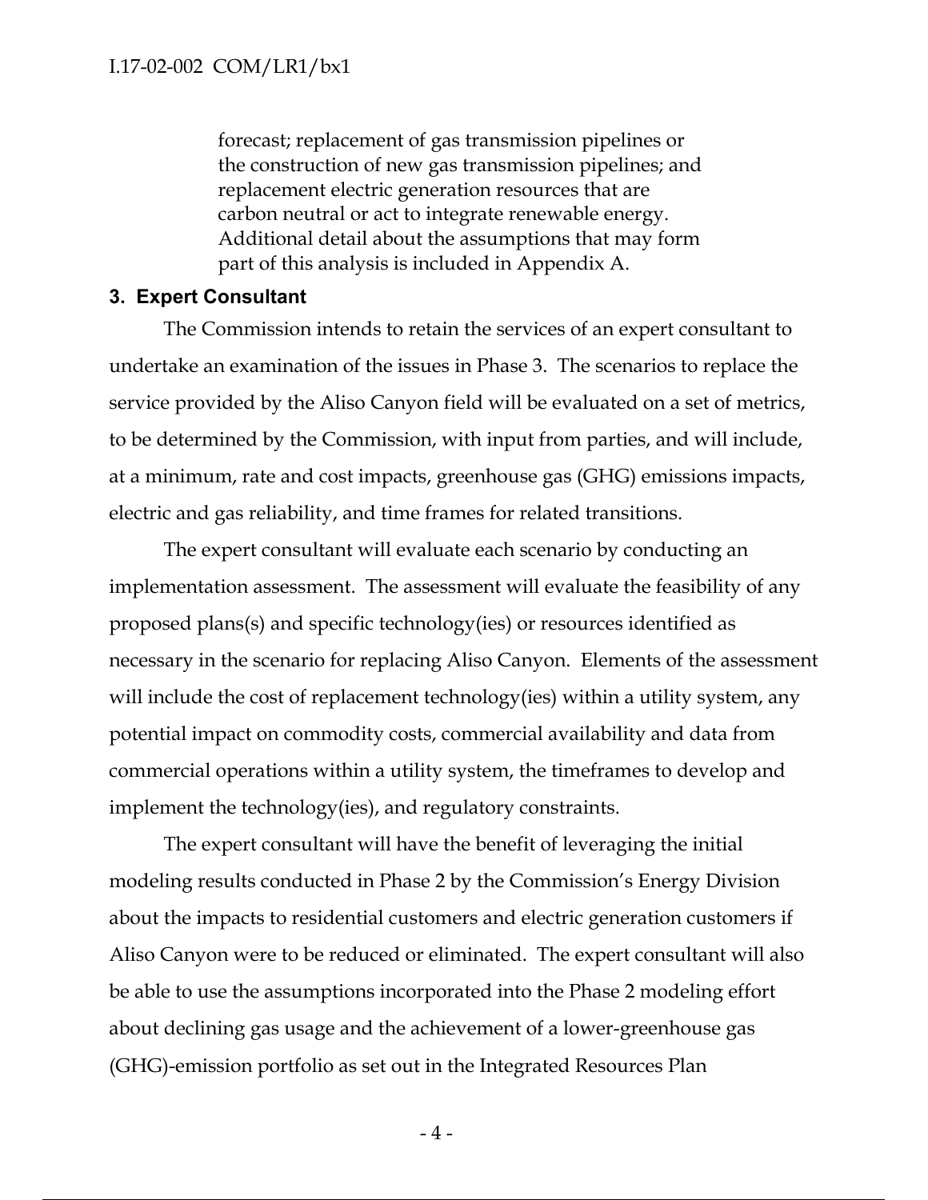forecast; replacement of gas transmission pipelines or the construction of new gas transmission pipelines; and replacement electric generation resources that are carbon neutral or act to integrate renewable energy. Additional detail about the assumptions that may form part of this analysis is included in Appendix A.

### 3. Expert Consultant

The Commission intends to retain the services of an expert consultant to undertake an examination of the issues in Phase 3. The scenarios to replace the service provided by the Aliso Canyon field will be evaluated on a set of metrics, to be determined by the Commission, with input from parties, and will include, at a minimum, rate and cost impacts, greenhouse gas (GHG) emissions impacts, electric and gas reliability, and time frames for related transitions.

The expert consultant will evaluate each scenario by conducting an implementation assessment. The assessment will evaluate the feasibility of any proposed plans(s) and specific technology(ies) or resources identified as necessary in the scenario for replacing Aliso Canyon. Elements of the assessment will include the cost of replacement technology(ies) within a utility system, any potential impact on commodity costs, commercial availability and data from commercial operations within a utility system, the timeframes to develop and implement the technology(ies), and regulatory constraints.

The expert consultant will have the benefit of leveraging the initial modeling results conducted in Phase 2 by the Commission's Energy Division about the impacts to residential customers and electric generation customers if Aliso Canyon were to be reduced or eliminated. The expert consultant will also be able to use the assumptions incorporated into the Phase 2 modeling effort about declining gas usage and the achievement of a lower-greenhouse gas (GHG)-emission portfolio as set out in the Integrated Resources Plan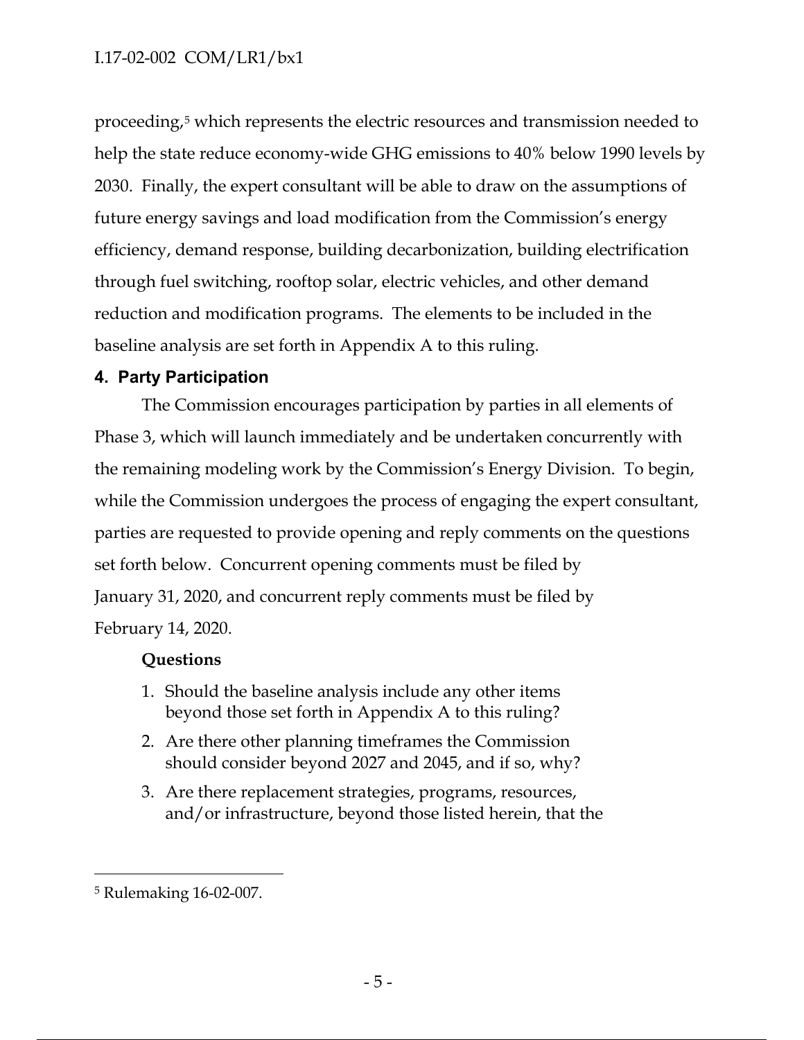proceeding,[5] which represents the electric resources and transmission needed to help the state reduce economy-wide GHG emissions to 40% below 1990 levels by 2030. Finally, the expert consultant will be able to draw on the assumptions of future energy savings and load modification from the Commission's energy efficiency, demand response, building decarbonization, building electrification through fuel switching, rooftop solar, electric vehicles, and other demand reduction and modification programs. The elements to be included in the baseline analysis are set forth in Appendix A to this ruling.

## 4. Party Participation

The Commission encourages participation by parties in all elements of Phase 3, which will launch immediately and be undertaken concurrently with the remaining modeling work by the Commission's Energy Division. To begin, while the Commission undergoes the process of engaging the expert consultant, parties are requested to provide opening and reply comments on the questions set forth below. Concurrent opening comments must be filed by January 31, 2020, and concurrent reply comments must be filed by February 14, 2020.

**Questions**

1. Should the baseline analysis include any other items beyond those set forth in Appendix A to this ruling?
2. Are there other planning timeframes the Commission should consider beyond 2027 and 2045, and if so, why?
3. Are there replacement strategies, programs, resources, and/or infrastructure, beyond those listed herein, that the

---

[5] Rulemaking 16-02-007.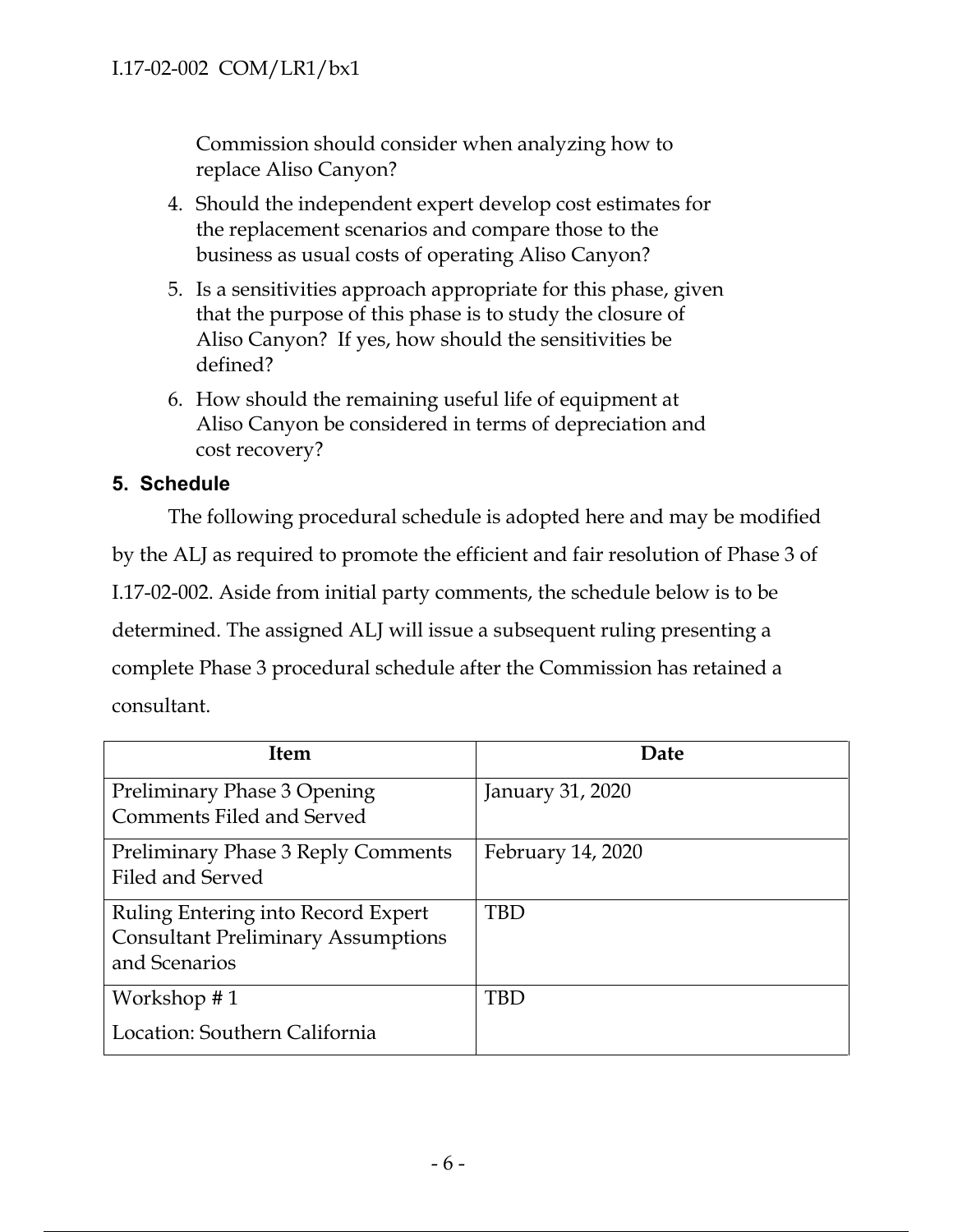Commission should consider when analyzing how to replace Aliso Canyon?

4. Should the independent expert develop cost estimates for the replacement scenarios and compare those to the business as usual costs of operating Aliso Canyon?
5. Is a sensitivities approach appropriate for this phase, given that the purpose of this phase is to study the closure of Aliso Canyon? If yes, how should the sensitivities be defined?
6. How should the remaining useful life of equipment at Aliso Canyon be considered in terms of depreciation and cost recovery?

## 5. Schedule

The following procedural schedule is adopted here and may be modified by the ALJ as required to promote the efficient and fair resolution of Phase 3 of I.17-02-002. Aside from initial party comments, the schedule below is to be determined. The assigned ALJ will issue a subsequent ruling presenting a complete Phase 3 procedural schedule after the Commission has retained a consultant.

| Item | Date |
|---|---|
| Preliminary Phase 3 Opening Comments Filed and Served | January 31, 2020 |
| Preliminary Phase 3 Reply Comments Filed and Served | February 14, 2020 |
| Ruling Entering into Record Expert Consultant Preliminary Assumptions and Scenarios | TBD |
| Workshop # 1<br>Location: Southern California | TBD |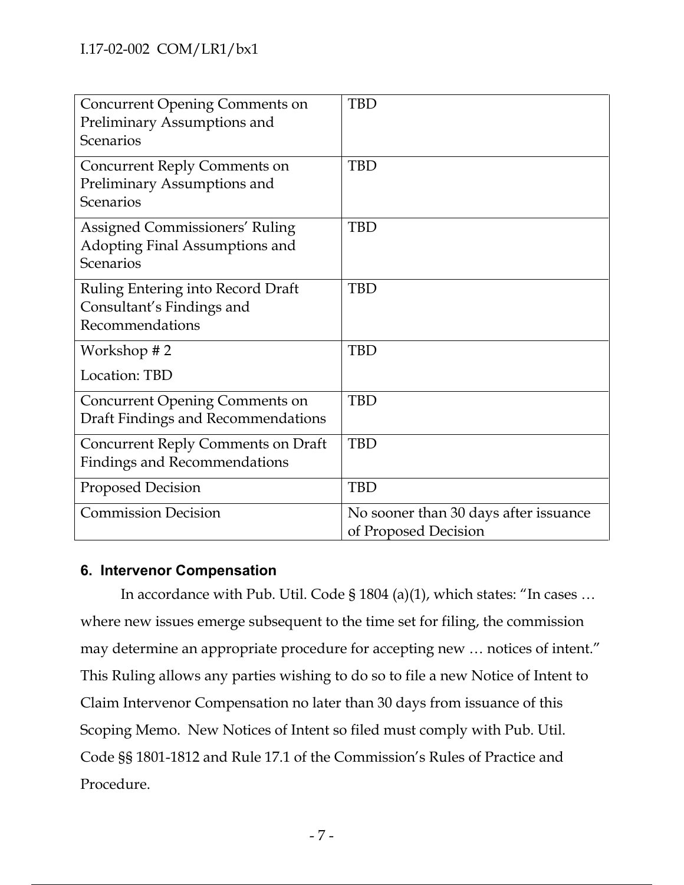| | |
|---|---|
| Concurrent Opening Comments on Preliminary Assumptions and Scenarios | TBD |
| Concurrent Reply Comments on Preliminary Assumptions and Scenarios | TBD |
| Assigned Commissioners' Ruling Adopting Final Assumptions and Scenarios | TBD |
| Ruling Entering into Record Draft Consultant's Findings and Recommendations | TBD |
| Workshop # 2<br>Location: TBD | TBD |
| Concurrent Opening Comments on Draft Findings and Recommendations | TBD |
| Concurrent Reply Comments on Draft Findings and Recommendations | TBD |
| Proposed Decision | TBD |
| Commission Decision | No sooner than 30 days after issuance of Proposed Decision |

## 6. Intervenor Compensation

In accordance with Pub. Util. Code § 1804 (a)(1), which states: "In cases … where new issues emerge subsequent to the time set for filing, the commission may determine an appropriate procedure for accepting new … notices of intent." This Ruling allows any parties wishing to do so to file a new Notice of Intent to Claim Intervenor Compensation no later than 30 days from issuance of this Scoping Memo. New Notices of Intent so filed must comply with Pub. Util. Code §§ 1801-1812 and Rule 17.1 of the Commission's Rules of Practice and Procedure.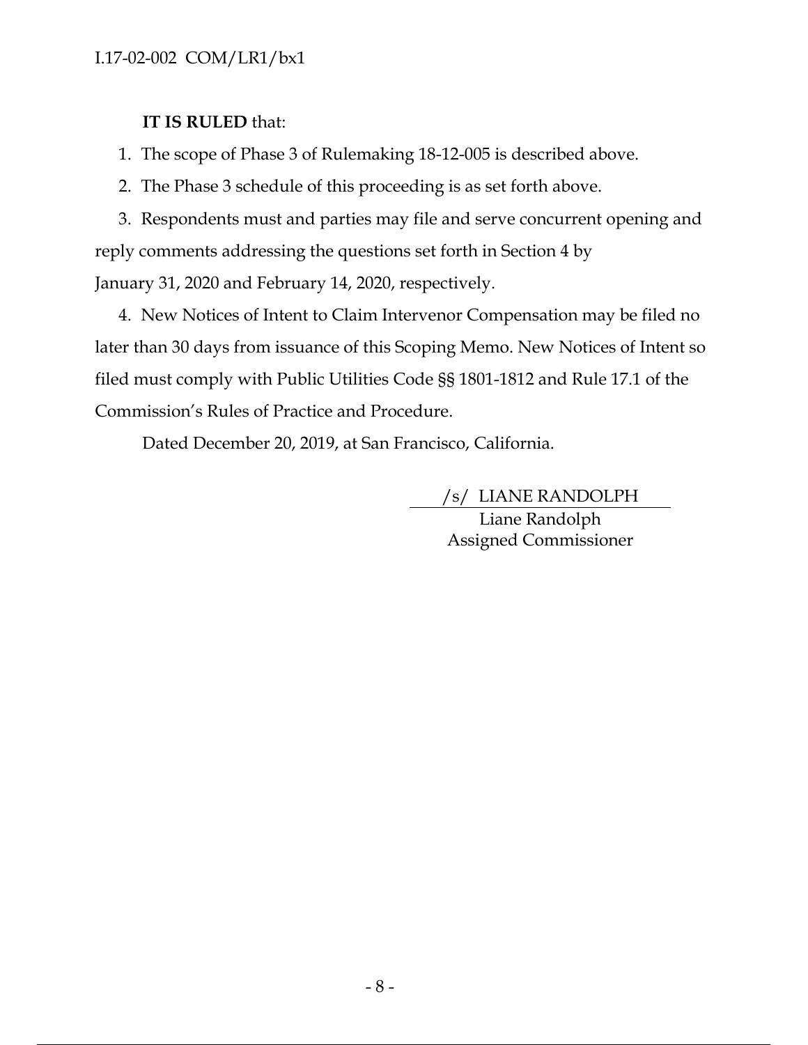**IT IS RULED** that:

1. The scope of Phase 3 of Rulemaking 18-12-005 is described above.
2. The Phase 3 schedule of this proceeding is as set forth above.
3. Respondents must and parties may file and serve concurrent opening and reply comments addressing the questions set forth in Section 4 by January 31, 2020 and February 14, 2020, respectively.
4. New Notices of Intent to Claim Intervenor Compensation may be filed no later than 30 days from issuance of this Scoping Memo. New Notices of Intent so filed must comply with Public Utilities Code §§ 1801-1812 and Rule 17.1 of the Commission's Rules of Practice and Procedure.

Dated December 20, 2019, at San Francisco, California.

/s/ LIANE RANDOLPH
Liane Randolph
Assigned Commissioner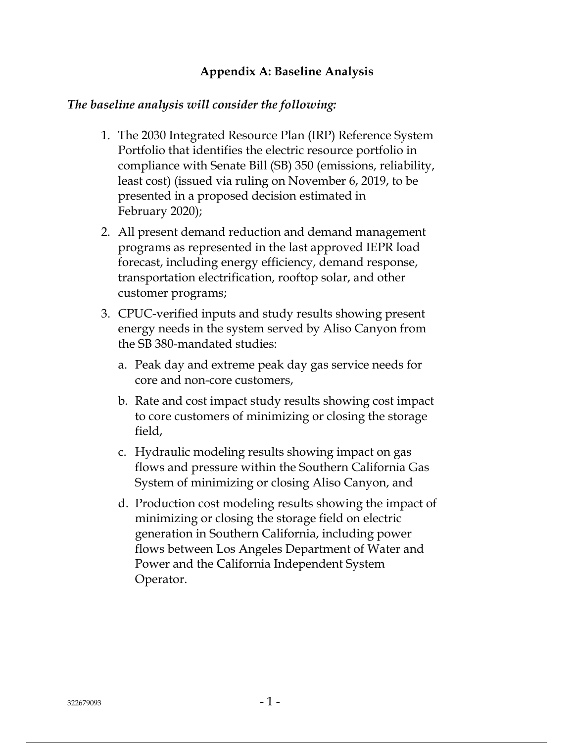## Appendix A: Baseline Analysis

*The baseline analysis will consider the following:*

1. The 2030 Integrated Resource Plan (IRP) Reference System Portfolio that identifies the electric resource portfolio in compliance with Senate Bill (SB) 350 (emissions, reliability, least cost) (issued via ruling on November 6, 2019, to be presented in a proposed decision estimated in February 2020);
2. All present demand reduction and demand management programs as represented in the last approved IEPR load forecast, including energy efficiency, demand response, transportation electrification, rooftop solar, and other customer programs;
3. CPUC-verified inputs and study results showing present energy needs in the system served by Aliso Canyon from the SB 380-mandated studies:
   a. Peak day and extreme peak day gas service needs for core and non-core customers,
   b. Rate and cost impact study results showing cost impact to core customers of minimizing or closing the storage field,
   c. Hydraulic modeling results showing impact on gas flows and pressure within the Southern California Gas System of minimizing or closing Aliso Canyon, and
   d. Production cost modeling results showing the impact of minimizing or closing the storage field on electric generation in Southern California, including power flows between Los Angeles Department of Water and Power and the California Independent System Operator.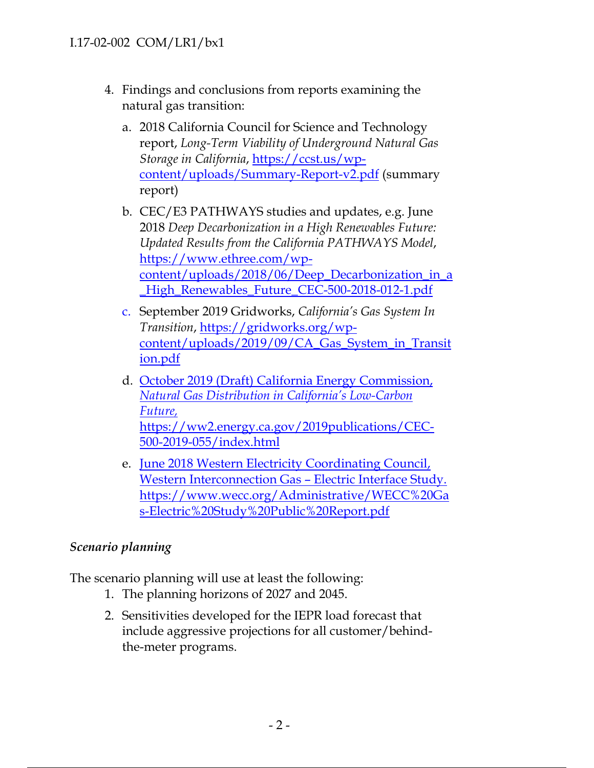4. Findings and conclusions from reports examining the natural gas transition:

   a. 2018 California Council for Science and Technology report, *Long-Term Viability of Underground Natural Gas Storage in California*, https://ccst.us/wp-content/uploads/Summary-Report-v2.pdf (summary report)

   b. CEC/E3 PATHWAYS studies and updates, e.g. June 2018 *Deep Decarbonization in a High Renewables Future: Updated Results from the California PATHWAYS Model*, https://www.ethree.com/wp-content/uploads/2018/06/Deep_Decarbonization_in_a_High_Renewables_Future_CEC-500-2018-012-1.pdf

   c. September 2019 Gridworks, *California's Gas System In Transition*, https://gridworks.org/wp-content/uploads/2019/09/CA_Gas_System_in_Transition.pdf

   d. October 2019 (Draft) California Energy Commission, *Natural Gas Distribution in California's Low-Carbon Future*, https://ww2.energy.ca.gov/2019publications/CEC-500-2019-055/index.html

   e. June 2018 Western Electricity Coordinating Council, Western Interconnection Gas – Electric Interface Study. https://www.wecc.org/Administrative/WECC%20Gas-Electric%20Study%20Public%20Report.pdf

*Scenario planning*

The scenario planning will use at least the following:

1. The planning horizons of 2027 and 2045.
2. Sensitivities developed for the IEPR load forecast that include aggressive projections for all customer/behind-the-meter programs.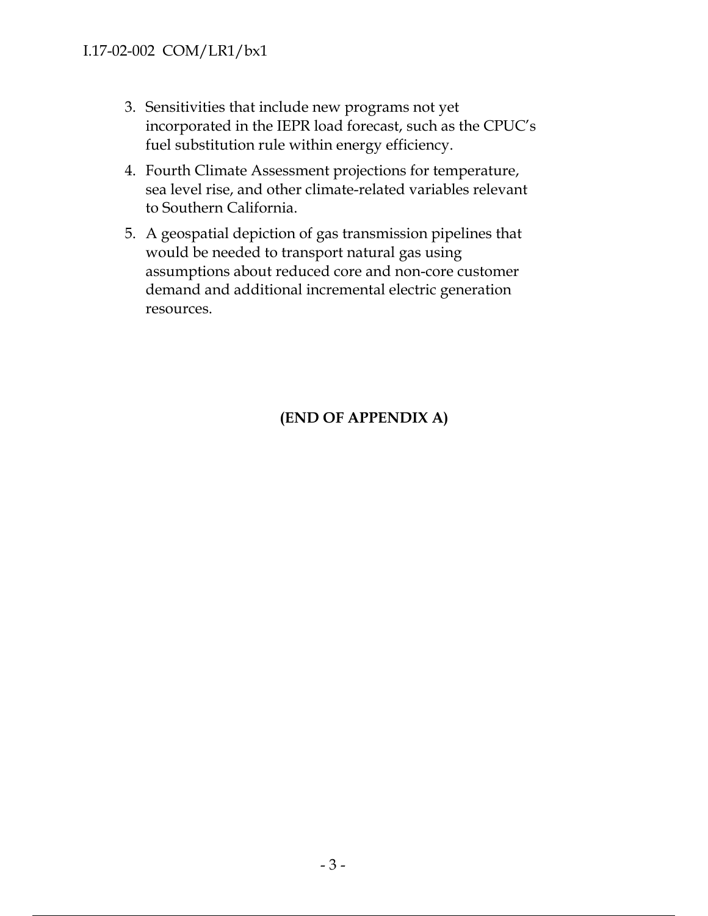3. Sensitivities that include new programs not yet incorporated in the IEPR load forecast, such as the CPUC's fuel substitution rule within energy efficiency.
4. Fourth Climate Assessment projections for temperature, sea level rise, and other climate-related variables relevant to Southern California.
5. A geospatial depiction of gas transmission pipelines that would be needed to transport natural gas using assumptions about reduced core and non-core customer demand and additional incremental electric generation resources.

**(END OF APPENDIX A)**